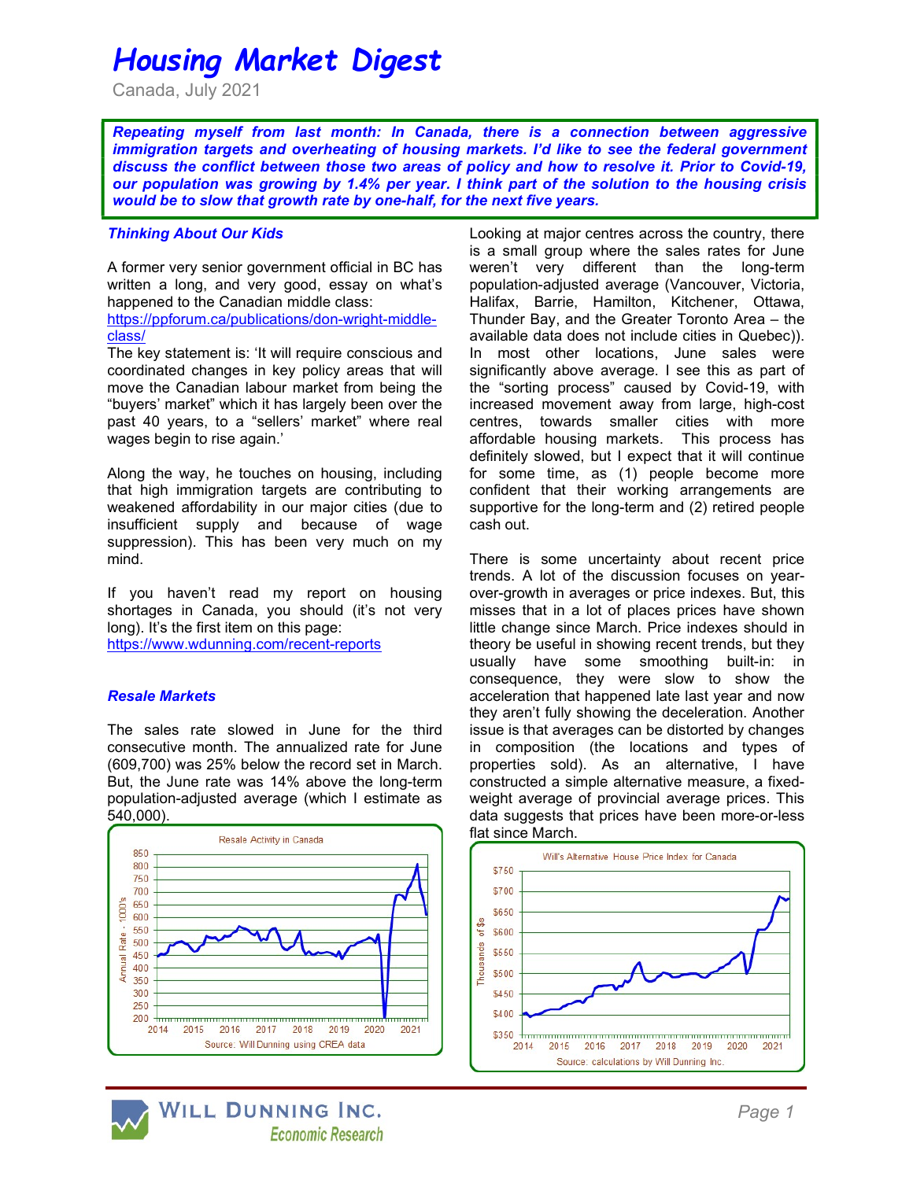# Housing Market Digest

Canada, July 2021

***Repeating myself from last month: In Canada, there is a connection between aggressive immigration targets and overheating of housing markets. I'd like to see the federal government discuss the conflict between those two areas of policy and how to resolve it. Prior to Covid-19, our population was growing by 1.4% per year. I think part of the solution to the housing crisis would be to slow that growth rate by one-half, for the next five years.***

### *Thinking About Our Kids*

A former very senior government official in BC has written a long, and very good, essay on what's happened to the Canadian middle class: https://ppforum.ca/publications/don-wright-middle-class/

The key statement is: 'It will require conscious and coordinated changes in key policy areas that will move the Canadian labour market from being the "buyers' market" which it has largely been over the past 40 years, to a "sellers' market" where real wages begin to rise again.'

Along the way, he touches on housing, including that high immigration targets are contributing to weakened affordability in our major cities (due to insufficient supply and because of wage suppression). This has been very much on my mind.

If you haven't read my report on housing shortages in Canada, you should (it's not very long). It's the first item on this page: https://www.wdunning.com/recent-reports

### *Resale Markets*

The sales rate slowed in June for the third consecutive month. The annualized rate for June (609,700) was 25% below the record set in March. But, the June rate was 14% above the long-term population-adjusted average (which I estimate as 540,000).

Resale Activity in Canada

Source: Will Dunning using CREA data

Looking at major centres across the country, there is a small group where the sales rates for June weren't very different than the long-term population-adjusted average (Vancouver, Victoria, Halifax, Barrie, Hamilton, Kitchener, Ottawa, Thunder Bay, and the Greater Toronto Area – the available data does not include cities in Quebec)). In most other locations, June sales were significantly above average. I see this as part of the "sorting process" caused by Covid-19, with increased movement away from large, high-cost centres, towards smaller cities with more affordable housing markets. This process has definitely slowed, but I expect that it will continue for some time, as (1) people become more confident that their working arrangements are supportive for the long-term and (2) retired people cash out.

There is some uncertainty about recent price trends. A lot of the discussion focuses on year-over-growth in averages or price indexes. But, this misses that in a lot of places prices have shown little change since March. Price indexes should in theory be useful in showing recent trends, but they usually have some smoothing built-in: in consequence, they were slow to show the acceleration that happened late last year and now they aren't fully showing the deceleration. Another issue is that averages can be distorted by changes in composition (the locations and types of properties sold). As an alternative, I have constructed a simple alternative measure, a fixed-weight average of provincial average prices. This data suggests that prices have been more-or-less flat since March.

Will's Alternative House Price Index for Canada

Source: calculations by Will Dunning Inc.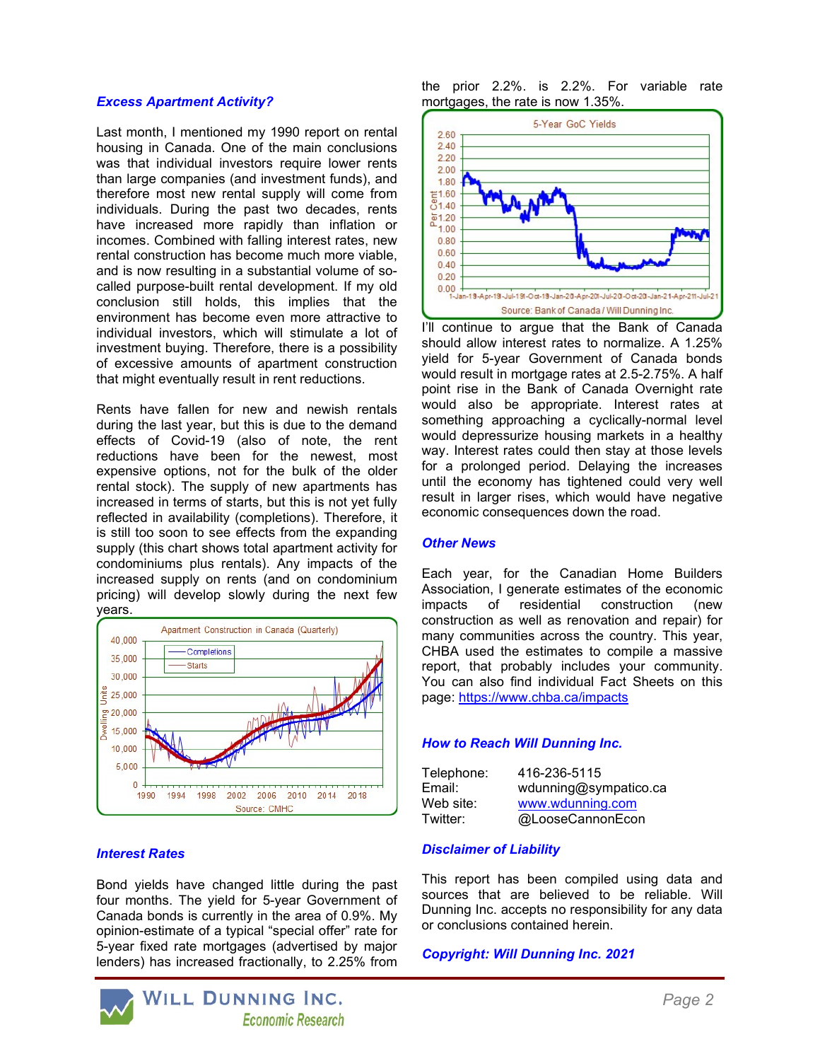### *Excess Apartment Activity?*

Last month, I mentioned my 1990 report on rental housing in Canada. One of the main conclusions was that individual investors require lower rents than large companies (and investment funds), and therefore most new rental supply will come from individuals. During the past two decades, rents have increased more rapidly than inflation or incomes. Combined with falling interest rates, new rental construction has become much more viable, and is now resulting in a substantial volume of so-called purpose-built rental development. If my old conclusion still holds, this implies that the environment has become even more attractive to individual investors, which will stimulate a lot of investment buying. Therefore, there is a possibility of excessive amounts of apartment construction that might eventually result in rent reductions.

Rents have fallen for new and newish rentals during the last year, but this is due to the demand effects of Covid-19 (also of note, the rent reductions have been for the newest, most expensive options, not for the bulk of the older rental stock). The supply of new apartments has increased in terms of starts, but this is not yet fully reflected in availability (completions). Therefore, it is still too soon to see effects from the expanding supply (this chart shows total apartment activity for condominiums plus rentals). Any impacts of the increased supply on rents (and on condominium pricing) will develop slowly during the next few years.

Apartment Construction in Canada (Quarterly)

Dwelling Units

40,000
35,000
30,000
25,000
20,000
15,000
10,000
5,000
0

Completions
Starts

1990 1994 1998 2002 2006 2010 2014 2018

Source: CMHC

### *Interest Rates*

Bond yields have changed little during the past four months. The yield for 5-year Government of Canada bonds is currently in the area of 0.9%. My opinion-estimate of a typical "special offer" rate for 5-year fixed rate mortgages (advertised by major lenders) has increased fractionally, to 2.25% from the prior 2.2%. is 2.2%. For variable rate mortgages, the rate is now 1.35%.

5-Year GoC Yields

Per Cent

2.60
2.40
2.20
2.00
1.80
1.60
1.40
1.20
1.00
0.80
0.60
0.40
0.20
0.00

1-Jan-19 1-Apr-19 1-Jul-19 1-Oct-19 1-Jan-20 1-Apr-20 1-Jul-20 1-Oct-20 1-Jan-21 1-Apr-21 1-Jul-21

Source: Bank of Canada / Will Dunning Inc.

I'll continue to argue that the Bank of Canada should allow interest rates to normalize. A 1.25% yield for 5-year Government of Canada bonds would result in mortgage rates at 2.5-2.75%. A half point rise in the Bank of Canada Overnight rate would also be appropriate. Interest rates at something approaching a cyclically-normal level would depressurize housing markets in a healthy way. Interest rates could then stay at those levels for a prolonged period. Delaying the increases until the economy has tightened could very well result in larger rises, which would have negative economic consequences down the road.

### *Other News*

Each year, for the Canadian Home Builders Association, I generate estimates of the economic impacts of residential construction (new construction as well as renovation and repair) for many communities across the country. This year, CHBA used the estimates to compile a massive report, that probably includes your community. You can also find individual Fact Sheets on this page: https://www.chba.ca/impacts

### *How to Reach Will Dunning Inc.*

| | |
|---|---|
| Telephone: | 416-236-5115 |
| Email: | wdunning@sympatico.ca |
| Web site: | www.wdunning.com |
| Twitter: | @LooseCannonEcon |

### *Disclaimer of Liability*

This report has been compiled using data and sources that are believed to be reliable. Will Dunning Inc. accepts no responsibility for any data or conclusions contained herein.

### *Copyright: Will Dunning Inc. 2021*